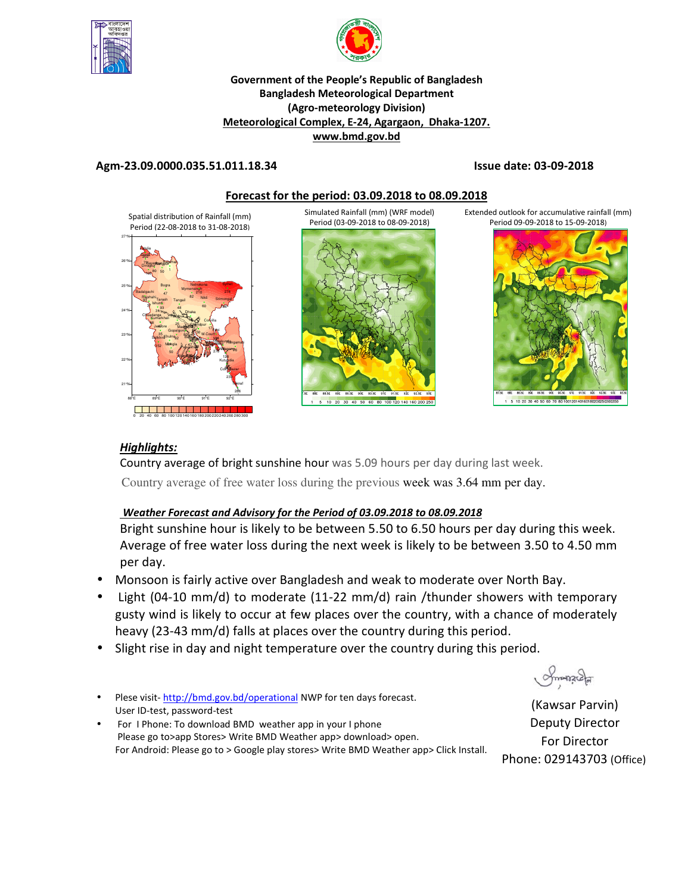**Government of the People's Republic of Bangladesh**
**Bangladesh Meteorological Department**
**(Agro-meteorology Division)**
**Meteorological Complex, E-24, Agargaon, Dhaka-1207.**
**www.bmd.gov.bd**

**Agm-23.09.0000.035.51.011.18.34** **Issue date: 03-09-2018**

## Forecast for the period: 03.09.2018 to 08.09.2018

Spatial distribution of Rainfall (mm) Period (22-08-2018 to 31-08-2018)

Simulated Rainfall (mm) (WRF model) Period (03-09-2018 to 08-09-2018)

Extended outlook for accumulative rainfall (mm) Period 09-09-2018 to 15-09-2018)

### *Highlights:*

Country average of bright sunshine hour was 5.09 hours per day during last week.

Country average of free water loss during the previous week was 3.64 mm per day.

### *Weather Forecast and Advisory for the Period of 03.09.2018 to 08.09.2018*

Bright sunshine hour is likely to be between 5.50 to 6.50 hours per day during this week. Average of free water loss during the next week is likely to be between 3.50 to 4.50 mm per day.

- Monsoon is fairly active over Bangladesh and weak to moderate over North Bay.
- Light (04-10 mm/d) to moderate (11-22 mm/d) rain /thunder showers with temporary gusty wind is likely to occur at few places over the country, with a chance of moderately heavy (23-43 mm/d) falls at places over the country during this period.
- Slight rise in day and night temperature over the country during this period.

- Plese visit- http://bmd.gov.bd/operational NWP for ten days forecast. User ID-test, password-test
- For I Phone: To download BMD weather app in your I phone Please go to>app Stores> Write BMD Weather app> download> open. For Android: Please go to > Google play stores> Write BMD Weather app> Click Install.

(Kawsar Parvin)
Deputy Director
For Director
Phone: 029143703 (Office)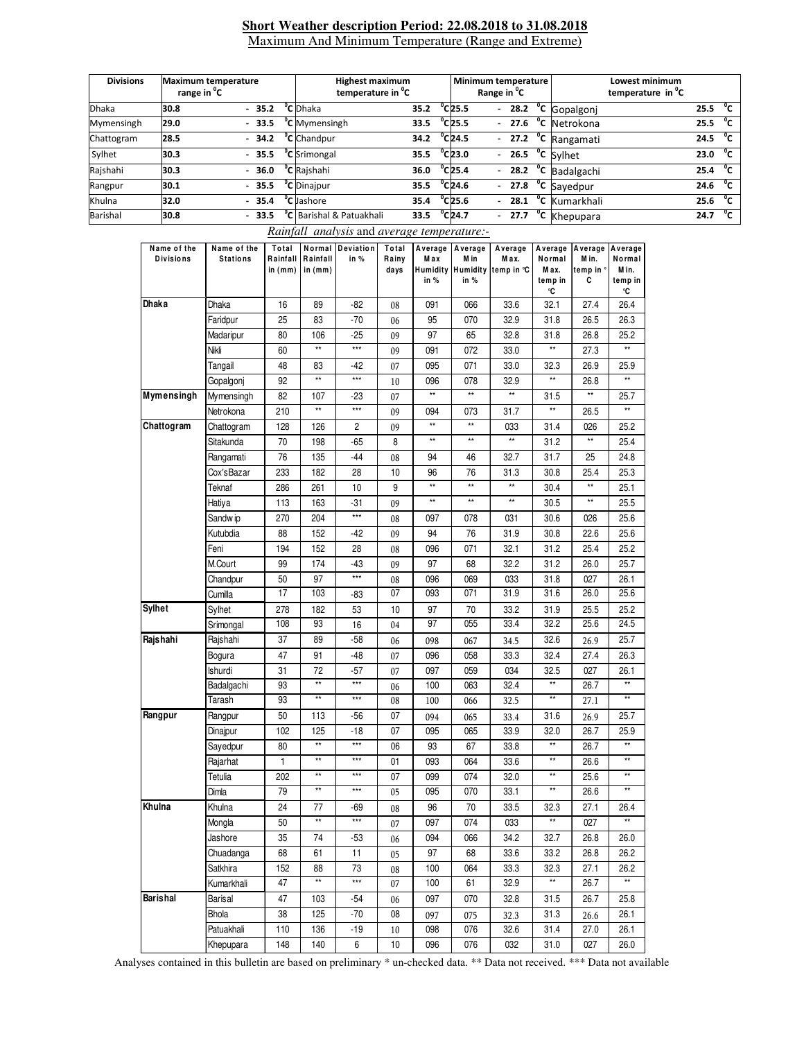## Short Weather description Period: 22.08.2018 to 31.08.2018

Maximum And Minimum Temperature (Range and Extreme)

| Divisions | Maximum temperature range in °C | Highest maximum temperature in °C | | Minimum temperature Range in °C | Lowest minimum temperature in °C | |
|---|---|---|---|---|---|---|
| Dhaka | 30.8 - 35.2 °C | Dhaka | 35.2 °C | 25.5 - 28.2 °C | Gopalgonj | 25.5 °C |
| Mymensingh | 29.0 - 33.5 °C | Mymensingh | 33.5 °C | 25.5 - 27.6 °C | Netrokona | 25.5 °C |
| Chattogram | 28.5 - 34.2 °C | Chandpur | 34.2 °C | 24.5 - 27.2 °C | Rangamati | 24.5 °C |
| Sylhet | 30.3 - 35.5 °C | Srimongal | 35.5 °C | 23.0 - 26.5 °C | Sylhet | 23.0 °C |
| Rajshahi | 30.3 - 36.0 °C | Rajshahi | 36.0 °C | 25.4 - 28.2 °C | Badalgachi | 25.4 °C |
| Rangpur | 30.1 - 35.5 °C | Dinajpur | 35.5 °C | 24.6 - 27.8 °C | Sayedpur | 24.6 °C |
| Khulna | 32.0 - 35.4 °C | Jashore | 35.4 °C | 25.6 - 28.1 °C | Kumarkhali | 25.6 °C |
| Barishal | 30.8 - 33.5 °C | Barishal & Patuakhali | 33.5 °C | 24.7 - 27.7 °C | Khepupara | 24.7 °C |

*Rainfall analysis* and *average temperature:-*

| Name of the Divisions | Name of the Stations | Total Rainfall in (mm) | Normal Rainfall in (mm) | Deviation in % | Total Rainy days | Average Max Humidity in % | Average Min Humidity in % | Average Max. temp in °C | Average Normal Max. temp in °C | Average Min. temp in °C | Average Normal Min. temp in °C |
|---|---|---|---|---|---|---|---|---|---|---|---|
| **Dhaka** | Dhaka | 16 | 89 | -82 | 08 | 091 | 066 | 33.6 | 32.1 | 27.4 | 26.4 |
| | Faridpur | 25 | 83 | -70 | 06 | 95 | 070 | 32.9 | 31.8 | 26.5 | 26.3 |
| | Madaripur | 80 | 106 | -25 | 09 | 97 | 65 | 32.8 | 31.8 | 26.8 | 25.2 |
| | Nikli | 60 | ** | *** | 09 | 091 | 072 | 33.0 | ** | 27.3 | ** |
| | Tangail | 48 | 83 | -42 | 07 | 095 | 071 | 33.0 | 32.3 | 26.9 | 25.9 |
| | Gopalgonj | 92 | ** | *** | 10 | 096 | 078 | 32.9 | ** | 26.8 | ** |
| **Mymensingh** | Mymensingh | 82 | 107 | -23 | 07 | ** | ** | ** | 31.5 | ** | 25.7 |
| | Netrokona | 210 | ** | *** | 09 | 094 | 073 | 31.7 | ** | 26.5 | ** |
| **Chattogram** | Chattogram | 128 | 126 | 2 | 09 | ** | ** | 033 | 31.4 | 026 | 25.2 |
| | Sitakunda | 70 | 198 | -65 | 8 | ** | ** | ** | 31.2 | ** | 25.4 |
| | Rangamati | 76 | 135 | -44 | 08 | 94 | 46 | 32.7 | 31.7 | 25 | 24.8 |
| | Cox'sBazar | 233 | 182 | 28 | 10 | 96 | 76 | 31.3 | 30.8 | 25.4 | 25.3 |
| | Teknaf | 286 | 261 | 10 | 9 | ** | ** | ** | 30.4 | ** | 25.1 |
| | Hatiya | 113 | 163 | -31 | 09 | ** | ** | ** | 30.5 | ** | 25.5 |
| | Sandwip | 270 | 204 | *** | 08 | 097 | 078 | 031 | 30.6 | 026 | 25.6 |
| | Kutubdia | 88 | 152 | -42 | 09 | 94 | 76 | 31.9 | 30.8 | 22.6 | 25.6 |
| | Feni | 194 | 152 | 28 | 08 | 096 | 071 | 32.1 | 31.2 | 25.4 | 25.2 |
| | M.Court | 99 | 174 | -43 | 09 | 97 | 68 | 32.2 | 31.2 | 26.0 | 25.7 |
| | Chandpur | 50 | 97 | *** | 08 | 096 | 069 | 033 | 31.8 | 027 | 26.1 |
| | Cumilla | 17 | 103 | -83 | 07 | 093 | 071 | 31.9 | 31.6 | 26.0 | 25.6 |
| **Sylhet** | Sylhet | 278 | 182 | 53 | 10 | 97 | 70 | 33.2 | 31.9 | 25.5 | 25.2 |
| | Srimongal | 108 | 93 | 16 | 04 | 97 | 055 | 33.4 | 32.2 | 25.6 | 24.5 |
| **Rajshahi** | Rajshahi | 37 | 89 | -58 | 06 | 098 | 067 | 34.5 | 32.6 | 26.9 | 25.7 |
| | Bogura | 47 | 91 | -48 | 07 | 096 | 058 | 33.3 | 32.4 | 27.4 | 26.3 |
| | Ishurdi | 31 | 72 | -57 | 07 | 097 | 059 | 034 | 32.5 | 027 | 26.1 |
| | Badalgachi | 93 | ** | *** | 06 | 100 | 063 | 32.4 | ** | 26.7 | ** |
| | Tarash | 93 | ** | *** | 08 | 100 | 066 | 32.5 | ** | 27.1 | ** |
| **Rangpur** | Rangpur | 50 | 113 | -56 | 07 | 094 | 065 | 33.4 | 31.6 | 26.9 | 25.7 |
| | Dinajpur | 102 | 125 | -18 | 07 | 095 | 065 | 33.9 | 32.0 | 26.7 | 25.9 |
| | Sayedpur | 80 | ** | *** | 06 | 93 | 67 | 33.8 | ** | 26.7 | ** |
| | Rajarhat | 1 | ** | *** | 01 | 093 | 064 | 33.6 | ** | 26.6 | ** |
| | Tetulia | 202 | ** | *** | 07 | 099 | 074 | 32.0 | ** | 25.6 | ** |
| | Dimla | 79 | ** | *** | 05 | 095 | 070 | 33.1 | ** | 26.6 | ** |
| **Khulna** | Khulna | 24 | 77 | -69 | 08 | 96 | 70 | 33.5 | 32.3 | 27.1 | 26.4 |
| | Mongla | 50 | ** | *** | 07 | 097 | 074 | 033 | ** | 027 | ** |
| | Jashore | 35 | 74 | -53 | 06 | 094 | 066 | 34.2 | 32.7 | 26.8 | 26.0 |
| | Chuadanga | 68 | 61 | 11 | 05 | 97 | 68 | 33.6 | 33.2 | 26.8 | 26.2 |
| | Satkhira | 152 | 88 | 73 | 08 | 100 | 064 | 33.3 | 32.3 | 27.1 | 26.2 |
| | Kumarkhali | 47 | ** | *** | 07 | 100 | 61 | 32.9 | ** | 26.7 | ** |
| **Barishal** | Barisal | 47 | 103 | -54 | 06 | 097 | 070 | 32.8 | 31.5 | 26.7 | 25.8 |
| | Bhola | 38 | 125 | -70 | 08 | 097 | 075 | 32.3 | 31.3 | 26.6 | 26.1 |
| | Patuakhali | 110 | 136 | -19 | 10 | 098 | 076 | 32.6 | 31.4 | 27.0 | 26.1 |
| | Khepupara | 148 | 140 | 6 | 10 | 096 | 076 | 032 | 31.0 | 027 | 26.0 |

Analyses contained in this bulletin are based on preliminary * un-checked data. ** Data not received. *** Data not available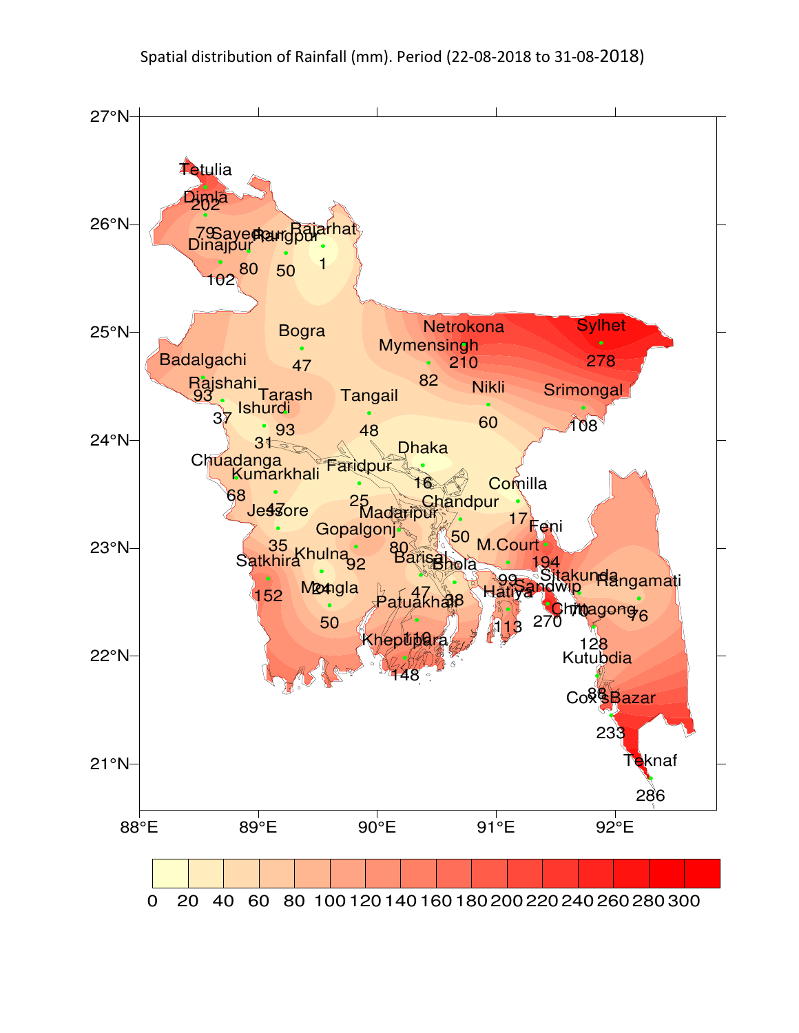Spatial distribution of Rainfall (mm). Period (22-08-2018 to 31-08-2018)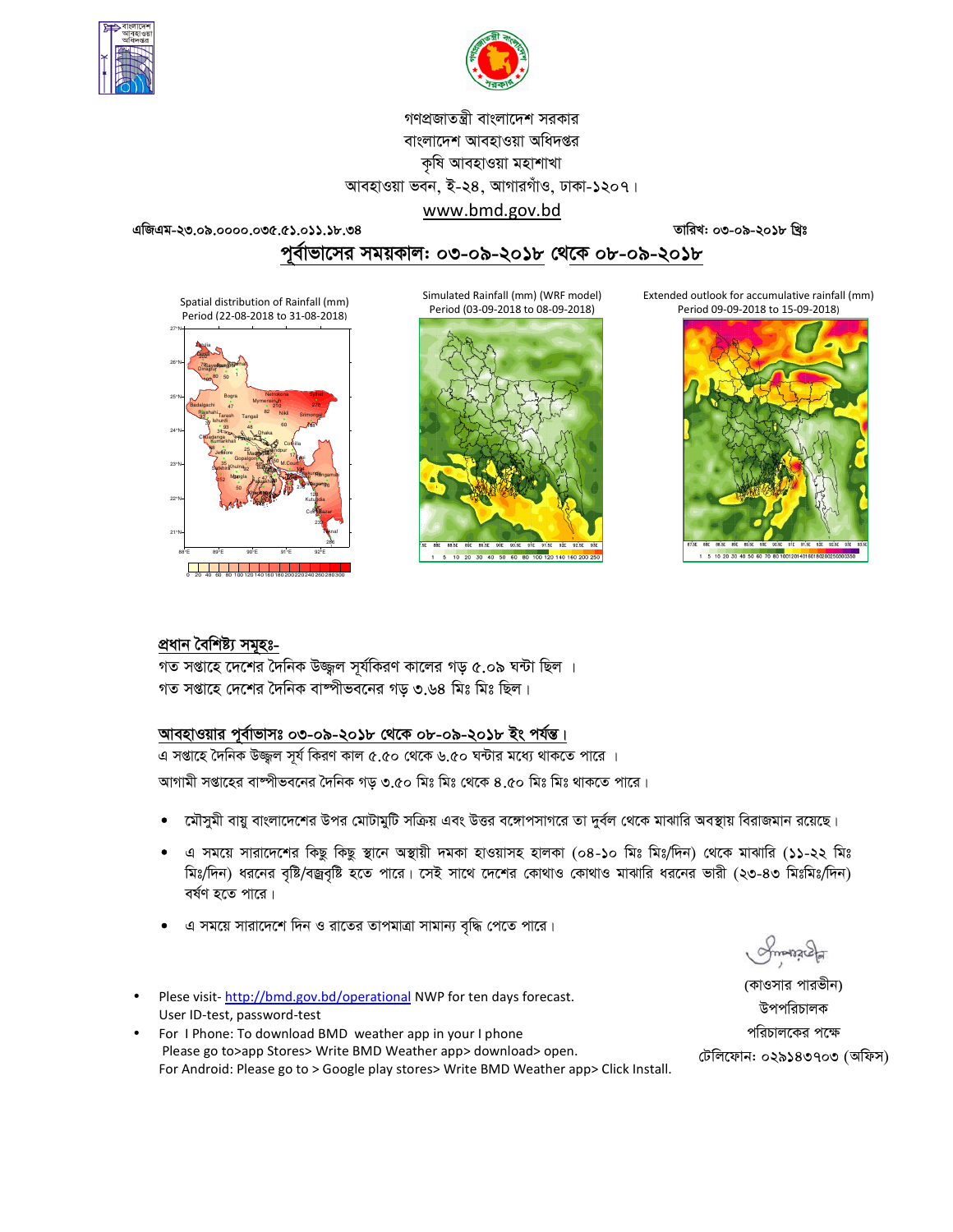গণপ্রজাতন্ত্রী বাংলাদেশ সরকার

বাংলাদেশ আবহাওয়া অধিদপ্তর

কৃষি আবহাওয়া মহাশাখা

আবহাওয়া ভবন, ই-২৪, আগারগাঁও, ঢাকা-১২০৭।

www.bmd.gov.bd

এজিএম-২৩.০৯.০০০০.০৩৫.৫১.০১১.১৮.৩৪ তারিখ: ০৩-০৯-২০১৮ খ্রিঃ

## পূর্বাভাসের সময়কাল: ০৩-০৯-২০১৮ থেকে ০৮-০৯-২০১৮

Spatial distribution of Rainfall (mm) Period (22-08-2018 to 31-08-2018)

Simulated Rainfall (mm) (WRF model) Period (03-09-2018 to 08-09-2018)

Extended outlook for accumulative rainfall (mm) Period 09-09-2018 to 15-09-2018)

### প্রধান বৈশিষ্ট্য সমূহঃ-

গত সপ্তাহে দেশের দৈনিক উজ্জ্বল সূর্যকিরণ কালের গড় ৫.০৯ ঘন্টা ছিল ।

গত সপ্তাহে দেশের দৈনিক বাষ্পীভবনের গড় ৩.৬৪ মিঃ মিঃ ছিল।

### আবহাওয়ার পূর্বাভাসঃ ০৩-০৯-২০১৮ থেকে ০৮-০৯-২০১৮ ইং পর্যন্ত।

এ সপ্তাহে দৈনিক উজ্জ্বল সূর্য কিরণ কাল ৫.৫০ থেকে ৬.৫০ ঘন্টার মধ্যে থাকতে পারে ।

আগামী সপ্তাহের বাষ্পীভবনের দৈনিক গড় ৩.৫০ মিঃ মিঃ থেকে ৪.৫০ মিঃ মিঃ থাকতে পারে।

- মৌসুমী বায়ু বাংলাদেশের উপর মোটামুটি সক্রিয় এবং উত্তর বঙ্গোপসাগরে তা দুর্বল থেকে মাঝারি অবস্থায় বিরাজমান রয়েছে।
- এ সময়ে সারাদেশের কিছু কিছু স্থানে অস্থায়ী দমকা হাওয়াসহ হালকা (০৪-১০ মিঃ মিঃ/দিন) থেকে মাঝারি (১১-২২ মিঃ মিঃ/দিন) ধরনের বৃষ্টি/বজ্রবৃষ্টি হতে পারে। সেই সাথে দেশের কোথাও কোথাও মাঝারি ধরনের ভারী (২৩-৪৩ মিঃমিঃ/দিন) বর্ষণ হতে পারে।
- এ সময়ে সারাদেশে দিন ও রাতের তাপমাত্রা সামান্য বৃদ্ধি পেতে পারে।

(কাওসার পারভীন)

উপপরিচালক

পরিচালকের পক্ষে

টেলিফোন: ০২৯১৪৩৭০৩ (অফিস)

- Plese visit- http://bmd.gov.bd/operational NWP for ten days forecast. User ID-test, password-test
- For I Phone: To download BMD weather app in your I phone Please go to>app Stores> Write BMD Weather app> download> open. For Android: Please go to > Google play stores> Write BMD Weather app> Click Install.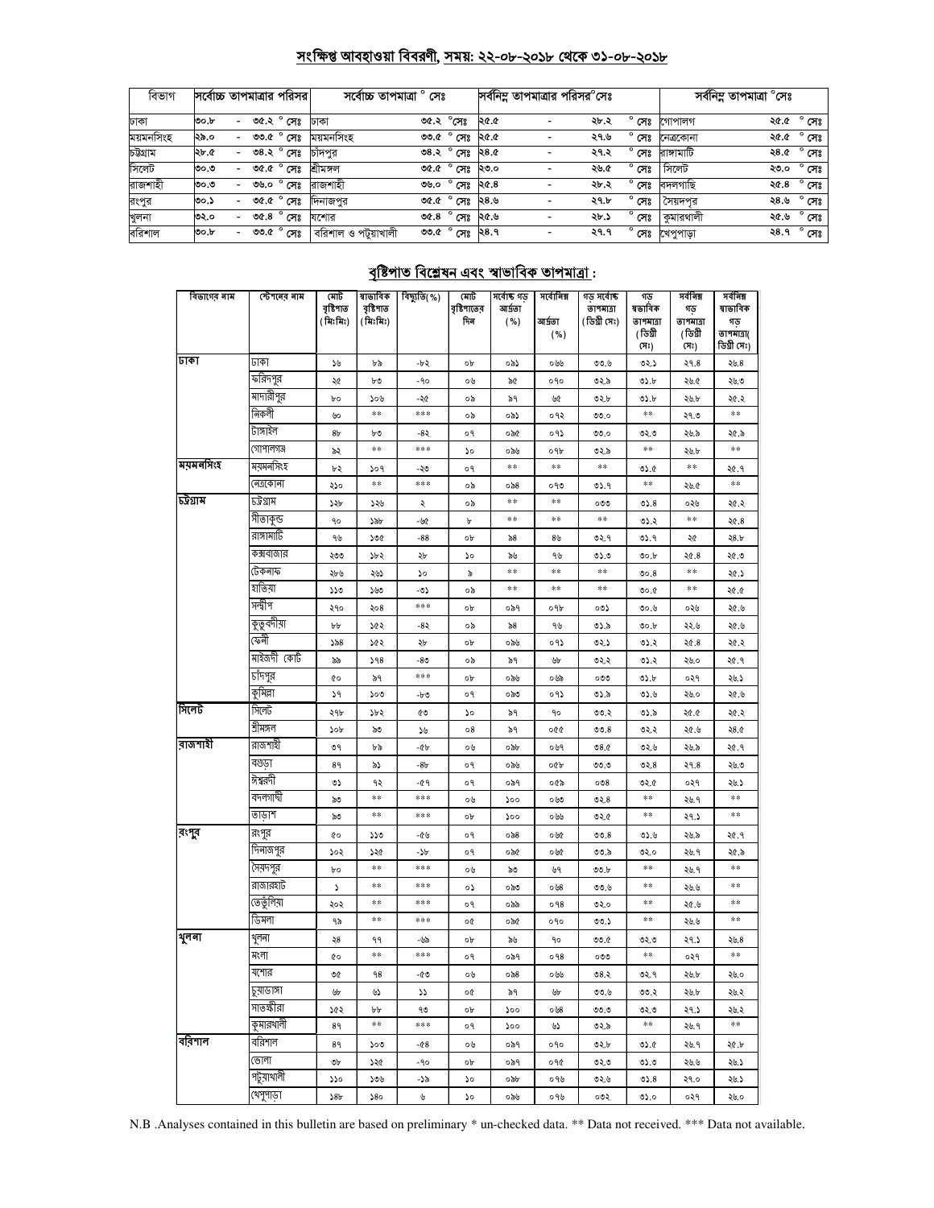## সংক্ষিপ্ত আবহাওয়া বিবরণী, সময়: ২২-০৮-২০১৮ থেকে ৩১-০৮-২০১৮

| বিভাগ | সর্বোচ্চ তাপমাত্রার পরিসর | সর্বোচ্চ তাপমাত্রা ° সেঃ | | সর্বনিম্ন তাপমাত্রার পরিসর °সেঃ | সর্বনিম্ন তাপমাত্রা °সেঃ | |
|---|---|---|---|---|---|---|
| ঢাকা | ৩০.৮ - ৩৫.২ ° সেঃ | ঢাকা | ৩৫.২ °সেঃ | ২৫.৫ - ২৮.২ ° সেঃ | গোপালগঞ্জ | ২৫.৫ ° সেঃ |
| ময়মনসিংহ | ২৯.০ - ৩৩.৫ ° সেঃ | ময়মনসিংহ | ৩৩.৫ ° সেঃ | ২৫.৫ - ২৭.৬ ° সেঃ | নেত্রকোনা | ২৫.৫ ° সেঃ |
| চট্টগ্রাম | ২৮.৫ - ৩৪.২ ° সেঃ | চাঁদপুর | ৩৪.২ ° সেঃ | ২৪.৫ - ২৭.২ ° সেঃ | রাঙ্গামাটি | ২৪.৫ ° সেঃ |
| সিলেট | ৩০.৩ - ৩৫.৫ ° সেঃ | শ্রীমঙ্গল | ৩৫.৫ ° সেঃ | ২৩.০ - ২৬.৫ ° সেঃ | সিলেট | ২৩.০ ° সেঃ |
| রাজশাহী | ৩০.৩ - ৩৬.০ ° সেঃ | রাজশাহী | ৩৬.০ ° সেঃ | ২৫.৪ - ২৮.২ ° সেঃ | বদলগাছি | ২৫.৪ ° সেঃ |
| রংপুর | ৩০.১ - ৩৫.৫ ° সেঃ | দিনাজপুর | ৩৫.৫ ° সেঃ | ২৪.৬ - ২৭.৮ ° সেঃ | সৈয়দপুর | ২৪.৬ ° সেঃ |
| খুলনা | ৩২.০ - ৩৫.৪ ° সেঃ | যশোর | ৩৫.৪ ° সেঃ | ২৫.৬ - ২৮.১ ° সেঃ | কুমারখালী | ২৫.৬ ° সেঃ |
| বরিশাল | ৩০.৮ - ৩৩.৫ ° সেঃ | বরিশাল ও পটুয়াখালী | ৩৩.৫ ° সেঃ | ২৪.৭ - ২৭.৭ ° সেঃ | খেপুপাড়া | ২৪.৭ ° সেঃ |

## বৃষ্টিপাত বিশ্লেষন এবং স্বাভাবিক তাপমাত্রা :

| বিভাগের নাম | স্টেশনের নাম | মোট বৃষ্টিপাত (মিঃমিঃ) | স্বাভাবিক বৃষ্টিপাত (মিঃমিঃ) | বিচ্যুতি(%) | মোট বৃষ্টিপাতের দিন | সর্বোচ্চ গড় আর্দ্রতা (%) | সর্বনিম্ন আর্দ্রতা (%) | গড় সর্বোচ্চ তাপমাত্রা (ডিগ্রী সেঃ) | গড় স্বাভাবিক তাপমাত্রা (ডিগ্রী সেঃ) | সর্বনিম্ন গড় তাপমাত্রা (ডিগ্রী সেঃ) | সর্বনিম্ন স্বাভাবিক গড় তাপমাত্রা( ডিগ্রী সেঃ) |
|---|---|---|---|---|---|---|---|---|---|---|---|
| ঢাকা | ঢাকা | ১৬ | ৮৯ | -৮২ | ০৮ | ৩৯১ | ০৬৬ | ৩৩.৬ | ৩২.১ | ২৭.৪ | ২৬.৪ |
| | ফরিদপুর | ২৫ | ৮৩ | -৭০ | ০৬ | ৯৫ | ০৭০ | ৩২.৯ | ৩১.৮ | ২৬.৫ | ২৬.৩ |
| | মাদারীপুর | ৮০ | ১০৬ | -২৫ | ০৯ | ৯৭ | ৬৫ | ৩২.৮ | ৩১.৮ | ২৬.৮ | ২৫.২ |
| | নিকলী | ৬৩ | ** | *** | ০৯ | ০৯১ | ০৭২ | ৩৩.০ | ** | ২৭.৩ | ** |
| | টাঙ্গাইল | ৪৮ | ৮৩ | -৪২ | ০৭ | ০৯৫ | ০৭১ | ৩৩.০ | ৩২.৩ | ২৬.৯ | ২৫.৯ |
| | গোপালগঞ্জ | ৯২ | ** | *** | ১০ | ০৯৬ | ০৭৮ | ৩২.৯ | ** | ২৬.৮ | ** |
| ময়মনসিংহ | ময়মনসিংহ | ৮২ | ১০৭ | -২৩ | ০৭ | ** | ** | ** | ৩১.৫ | ** | ২৫.৭ |
| | নেত্রকোনা | ২১০ | ** | *** | ০৯ | ০৯৪ | ০৭৩ | ৩১.৭ | ** | ২৬.৫ | ** |
| চট্টগ্রাম | চট্টগ্রাম | ১২৮ | ১২৬ | ২ | ০৯ | ** | ** | ০৩৩ | ৩১.৪ | ০২৬ | ২৫.২ |
| | সীতাকুন্ড | ৭০ | ১৯৮ | -৬৫ | ৮ | ** | ** | ** | ৩১.২ | ** | ২৫.৪ |
| | রাঙ্গামাটি | ৭৬ | ১৩৫ | -৪৪ | ০৮ | ৯৪ | ৪৬ | ৩২.৭ | ৩১.৭ | ২৫ | ২৪.৮ |
| | কক্সবাজার | ২৩৩ | ১৮২ | ২৮ | ১০ | ৯৬ | ৭৬ | ৩১.৩ | ৩০.৮ | ২৫.৪ | ২৫.৩ |
| | টেকনাফ | ২৮৬ | ২৬১ | ১০ | ৯ | ** | ** | ** | ৩০.৪ | ** | ২৫.১ |
| | হাতিয়া | ১১৩ | ১৬৩ | -৩১ | ০৯ | ** | ** | ** | ৩০.৫ | ** | ২৫.৫ |
| | সন্দ্বীপ | ২৭০ | ২০৪ | *** | ০৮ | ০৯৭ | ০৭৮ | ০৩১ | ৩০.৬ | ০২৬ | ২৫.৬ |
| | কুতুবদীয়া | ৮৮ | ১৫২ | -৪২ | ০৯ | ৯৪ | ৭৬ | ৩১.৯ | ৩০.৮ | ২২.৬ | ২৫.৬ |
| | ফেনী | ১৯৪ | ১৫২ | ২৮ | ০৮ | ০৯৬ | ০৭১ | ৩২.১ | ৩১.২ | ২৫.৪ | ২৫.২ |
| | মাইজদী কোর্ট | ৯৯ | ১৭৪ | -৪৩ | ০৯ | ৯৭ | ৬৮ | ৩২.২ | ৩১.২ | ২৬.০ | ২৫.৭ |
| | চাঁদপুর | ৫০ | ৯৭ | *** | ০৮ | ০৯৬ | ০৬৯ | ০৩৩ | ৩১.৮ | ০২৭ | ২৬.১ |
| | কুমিল্লা | ১৭ | ১০৩ | -৮৩ | ০৭ | ০৯৩ | ০৭১ | ৩১.৯ | ৩১.৬ | ২৬.০ | ২৫.৬ |
| সিলেট | সিলেট | ২৭৮ | ১৮২ | ৫৩ | ১০ | ৯৭ | ৭০ | ৩৩.২ | ৩১.৯ | ২৫.৫ | ২৫.২ |
| | শ্রীমঙ্গল | ১০৮ | ৯৩ | ১৬ | ০৪ | ৯৭ | ০৫৫ | ৩৩.৪ | ৩২.২ | ২৫.৬ | ২৪.৫ |
| রাজশাহী | রাজশাহী | ৩৭ | ৮৯ | -৫৮ | ০৬ | ০৯৮ | ০৬৭ | ৩৪.৫ | ৩২.৬ | ২৬.৯ | ২৫.৭ |
| | বগুড়া | ৪৭ | ৯১ | -৪৮ | ০৭ | ০৯৬ | ০৫৮ | ৩৩.৩ | ৩২.৪ | ২৭.৪ | ২৬.৩ |
| | ঈশ্বরদী | ৩১ | ৭২ | -৫৭ | ০৭ | ০৯৭ | ০৫৯ | ০৩৪ | ৩২.৫ | ০২৭ | ২৬.১ |
| | বদলগাছী | ৯৩ | ** | *** | ০৬ | ১০০ | ০৬৩ | ৩২.৪ | ** | ২৬.৭ | ** |
| | তাড়াশ | ৯৩ | ** | *** | ০৮ | ১০০ | ০৬৬ | ৩২.৫ | ** | ২৭.১ | ** |
| রংপুর | রংপুর | ৫০ | ১১৩ | -৫৬ | ০৭ | ০৯৪ | ০৬৫ | ৩৩.৪ | ৩১.৬ | ২৬.৯ | ২৫.৭ |
| | দিনাজপুর | ১০২ | ১২৫ | -১৮ | ০৭ | ০৯৫ | ০৬৫ | ৩৩.৯ | ৩২.০ | ২৬.৭ | ২৫.৯ |
| | সৈয়দপুর | ৮০ | ** | *** | ০৬ | ৯৩ | ৬৭ | ৩৩.৮ | ** | ২৬.৭ | ** |
| | রাজারহাট | ১ | ** | *** | ০১ | ০৯৩ | ০৬৪ | ৩৩.৬ | ** | ২৬.৬ | ** |
| | তেতুঁলিয়া | ২০২ | ** | *** | ০৭ | ০৯৯ | ০৭৪ | ৩২.০ | ** | ২৫.৬ | ** |
| | ডিমলা | ৭৯ | ** | *** | ০৫ | ০৯৫ | ০৭০ | ৩৩.১ | ** | ২৬.৬ | ** |
| খুলনা | খুলনা | ২৪ | ৭৭ | -৬৯ | ০৮ | ৯৬ | ৭০ | ৩৩.৫ | ৩২.৩ | ২৭.১ | ২৬.৪ |
| | মংলা | ৫০ | ** | *** | ০৭ | ০৯৭ | ০৭৪ | ০৩৩ | ** | ০২৭ | ** |
| | যশোর | ৩৫ | ৭৪ | -৫৩ | ০৬ | ০৯৪ | ০৬৬ | ৩৪.২ | ৩২.৭ | ২৬.৮ | ২৬.০ |
| | চুয়াডাঙ্গা | ৬৮ | ৬১ | ১১ | ০৫ | ৯৭ | ৬৮ | ৩৩.৬ | ৩৩.২ | ২৬.৮ | ২৬.২ |
| | সাতক্ষীরা | ১৫২ | ৮৮ | ৭৩ | ০৮ | ১০০ | ০৬৪ | ৩৩.৩ | ৩২.৩ | ২৭.১ | ২৬.২ |
| | কুমারখালী | ৪৭ | ** | *** | ০৭ | ১০০ | ৬১ | ৩২.৯ | ** | ২৬.৭ | ** |
| বরিশাল | বরিশাল | ৪৭ | ১০৩ | -৫৪ | ০৬ | ০৯৭ | ০৭০ | ৩২.৮ | ৩১.৫ | ২৬.৭ | ২৫.৮ |
| | ভোলা | ৩৮ | ১২৫ | -৭০ | ০৮ | ০৯৭ | ০৭৫ | ৩২.৩ | ৩১.৩ | ২৬.৬ | ২৬.১ |
| | পটুয়াখালী | ১১০ | ১৩৬ | -১৯ | ১০ | ০৯৮ | ০৭৬ | ৩২.৬ | ৩১.৪ | ২৭.০ | ২৬.১ |
| | খেপুপাড়া | ১৪৮ | ১৪০ | ৬ | ১০ | ০৯৬ | ০৭৬ | ০৩২ | ৩১.০ | ০২৭ | ২৬.০ |

N.B .Analyses contained in this bulletin are based on preliminary * un-checked data. ** Data not received. *** Data not available.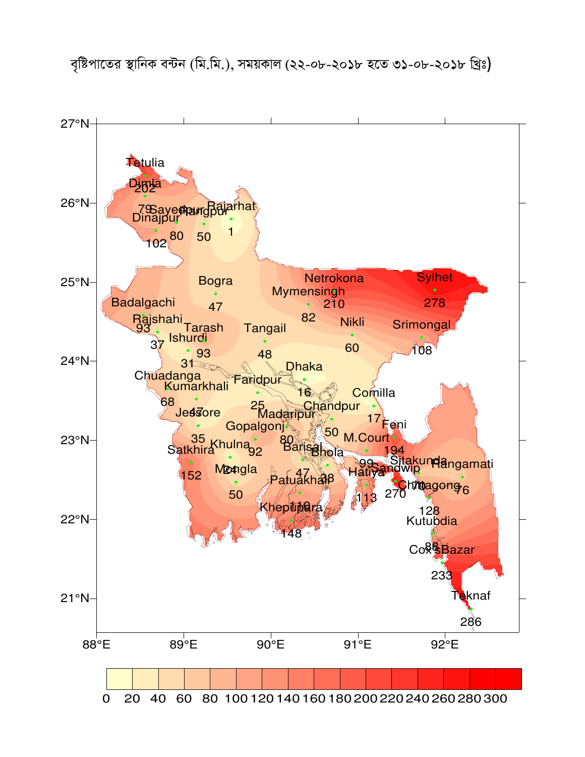বৃষ্টিপাতের স্থানিক বন্টন (মি.মি.), সময়কাল (২২-০৮-২০১৮ হতে ৩১-০৮-২০১৮ খ্রিঃ)

27°N
26°N
25°N
24°N
23°N
22°N
21°N

88°E 89°E 90°E 91°E 92°E

Tetulia 202
Dimla 79
Sayedpur 80
Rangpur 50
Rajarhat 1
Dinajpur 102
Bogra 47
Netrokona 210
Sylhet 278
Mymensingh 82
Badalgachi
Rajshahi 93
Tarash 93
Ishurdi 31
Tangail 48
Nikli 60
Srimongal 108
Dhaka 16
Chuadanga 68
Kumarkhali 47
Faridpur 25
Comilla 17
Jessore 35
Chandpur 50
Madaripur 80
Feni 194
Gopalgonj 92
M.Court 99
Satkhira 152
Khulna 24
Barisal 47
Bhola 38
Sitakunda 70
Rangamati 76
Mongla 50
Patuakhali 110
Hatiya 113
Sandwip 270
Chittagong 128
Khepupara 148
Kutubdia 88
Cox'sBazar 233
Teknaf 286

0 20 40 60 80 100 120 140 160 180 200 220 240 260 280 300